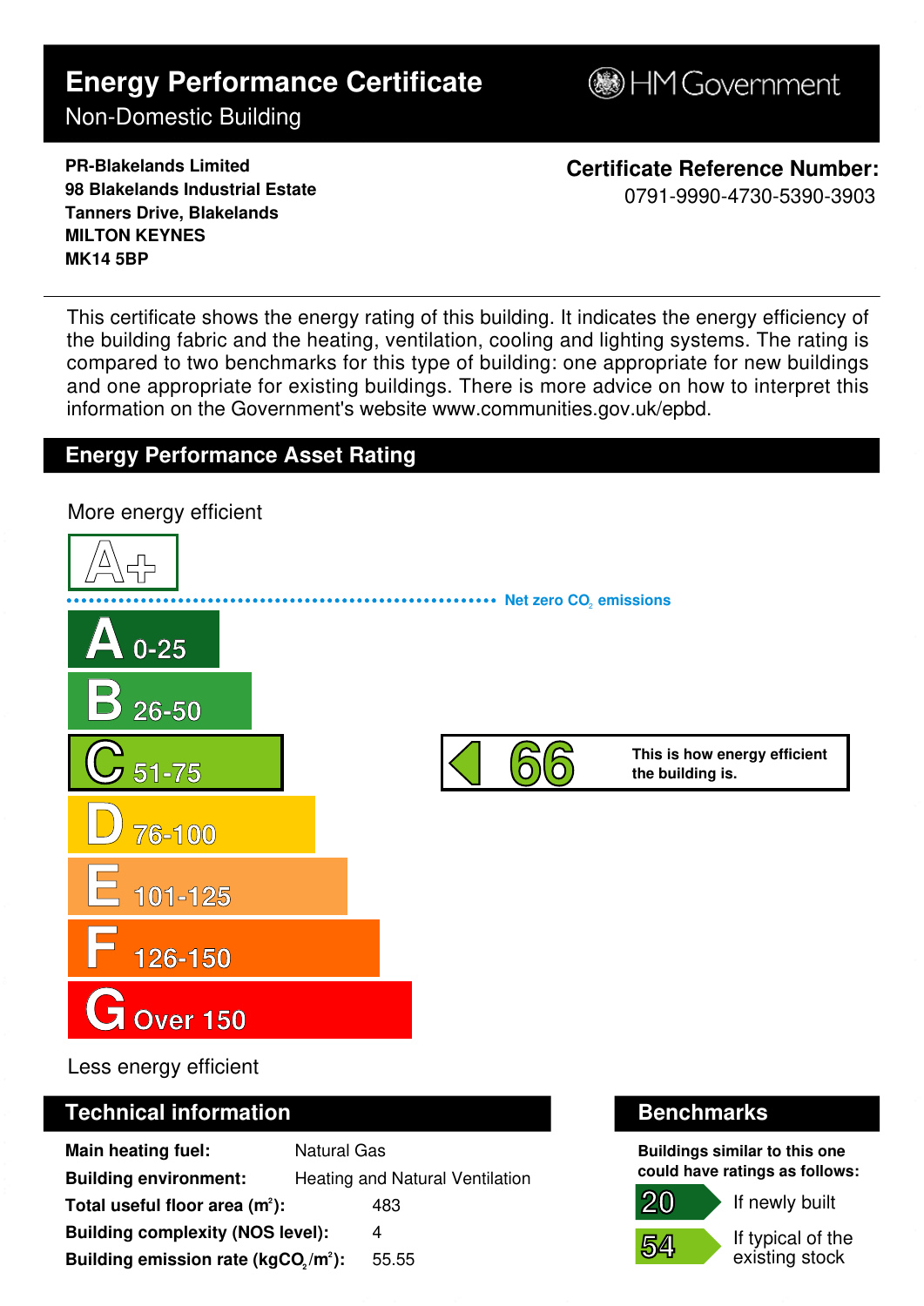# Energy Performance Certificate

Non-Domestic Building

HM Government

**PR-Blakelands Limited**
**98 Blakelands Industrial Estate**
**Tanners Drive, Blakelands**
**MILTON KEYNES**
**MK14 5BP**

**Certificate Reference Number:**
0791-9990-4730-5390-3903

This certificate shows the energy rating of this building. It indicates the energy efficiency of the building fabric and the heating, ventilation, cooling and lighting systems. The rating is compared to two benchmarks for this type of building: one appropriate for new buildings and one appropriate for existing buildings. There is more advice on how to interpret this information on the Government's website www.communities.gov.uk/epbd.

## Energy Performance Asset Rating

More energy efficient

A+

Net zero $CO_2$ emissions

- A 0-25
- B 26-50
- C 51-75
- D 76-100
- E 101-125
- F 126-150
- G Over 150

**66** — **This is how energy efficient the building is.**

Less energy efficient

## Technical information

| | |
|---|---|
| **Main heating fuel:** | Natural Gas |
| **Building environment:** | Heating and Natural Ventilation |
| **Total useful floor area ($m^2$):** | 483 |
| **Building complexity (NOS level):** | 4 |
| **Building emission rate ($kgCO_2/m^2$):** | 55.55 |

## Benchmarks

**Buildings similar to this one could have ratings as follows:**

| | |
|---|---|
| 20 | If newly built |
| 54 | If typical of the existing stock |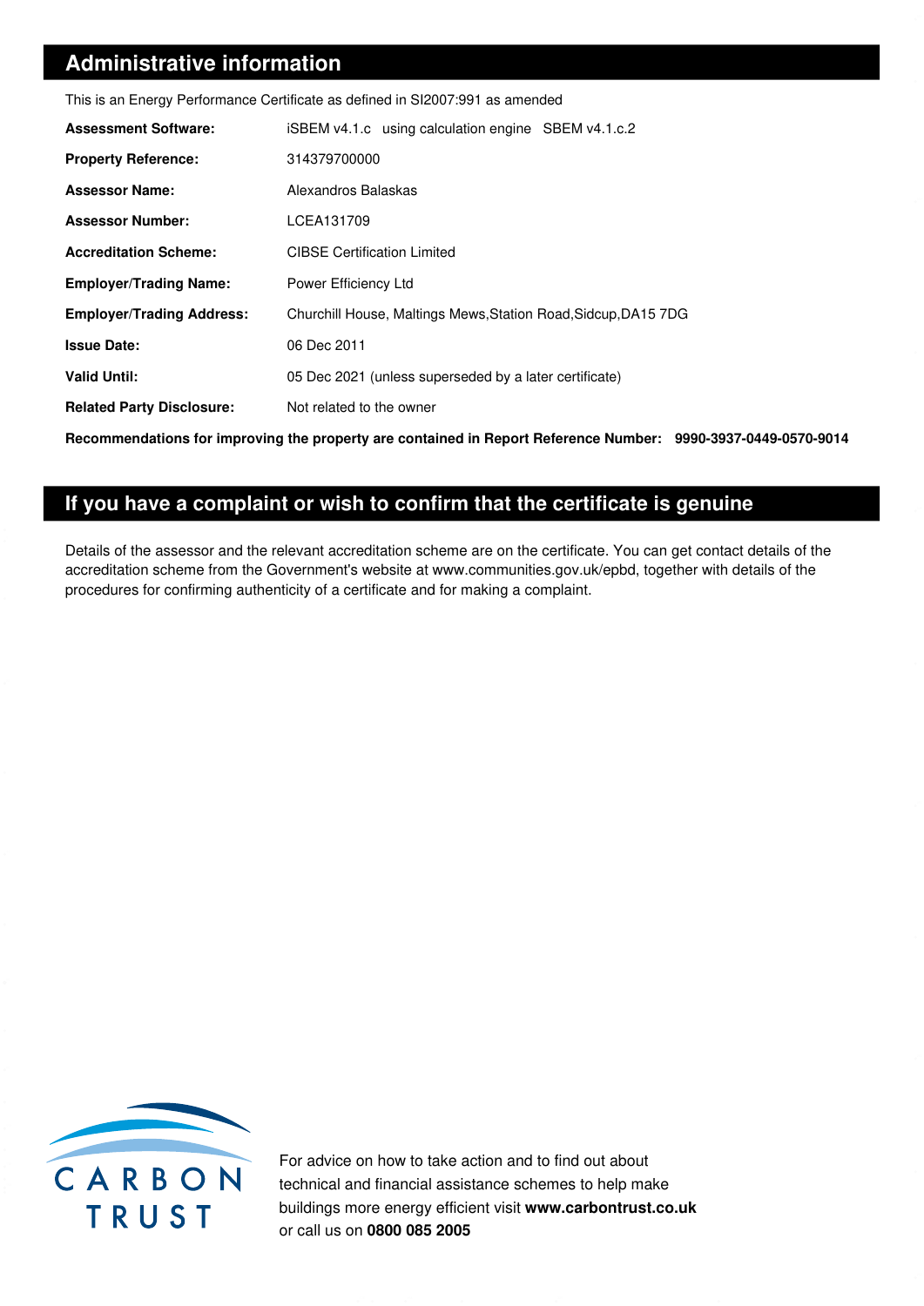## Administrative information

This is an Energy Performance Certificate as defined in SI2007:991 as amended

| | |
|---|---|
| **Assessment Software:** | iSBEM v4.1.c using calculation engine SBEM v4.1.c.2 |
| **Property Reference:** | 314379700000 |
| **Assessor Name:** | Alexandros Balaskas |
| **Assessor Number:** | LCEA131709 |
| **Accreditation Scheme:** | CIBSE Certification Limited |
| **Employer/Trading Name:** | Power Efficiency Ltd |
| **Employer/Trading Address:** | Churchill House, Maltings Mews,Station Road,Sidcup,DA15 7DG |
| **Issue Date:** | 06 Dec 2011 |
| **Valid Until:** | 05 Dec 2021 (unless superseded by a later certificate) |
| **Related Party Disclosure:** | Not related to the owner |

**Recommendations for improving the property are contained in Report Reference Number: 9990-3937-0449-0570-9014**

## If you have a complaint or wish to confirm that the certificate is genuine

Details of the assessor and the relevant accreditation scheme are on the certificate. You can get contact details of the accreditation scheme from the Government's website at www.communities.gov.uk/epbd, together with details of the procedures for confirming authenticity of a certificate and for making a complaint.

CARBON TRUST

For advice on how to take action and to find out about technical and financial assistance schemes to help make buildings more energy efficient visit **www.carbontrust.co.uk** or call us on **0800 085 2005**